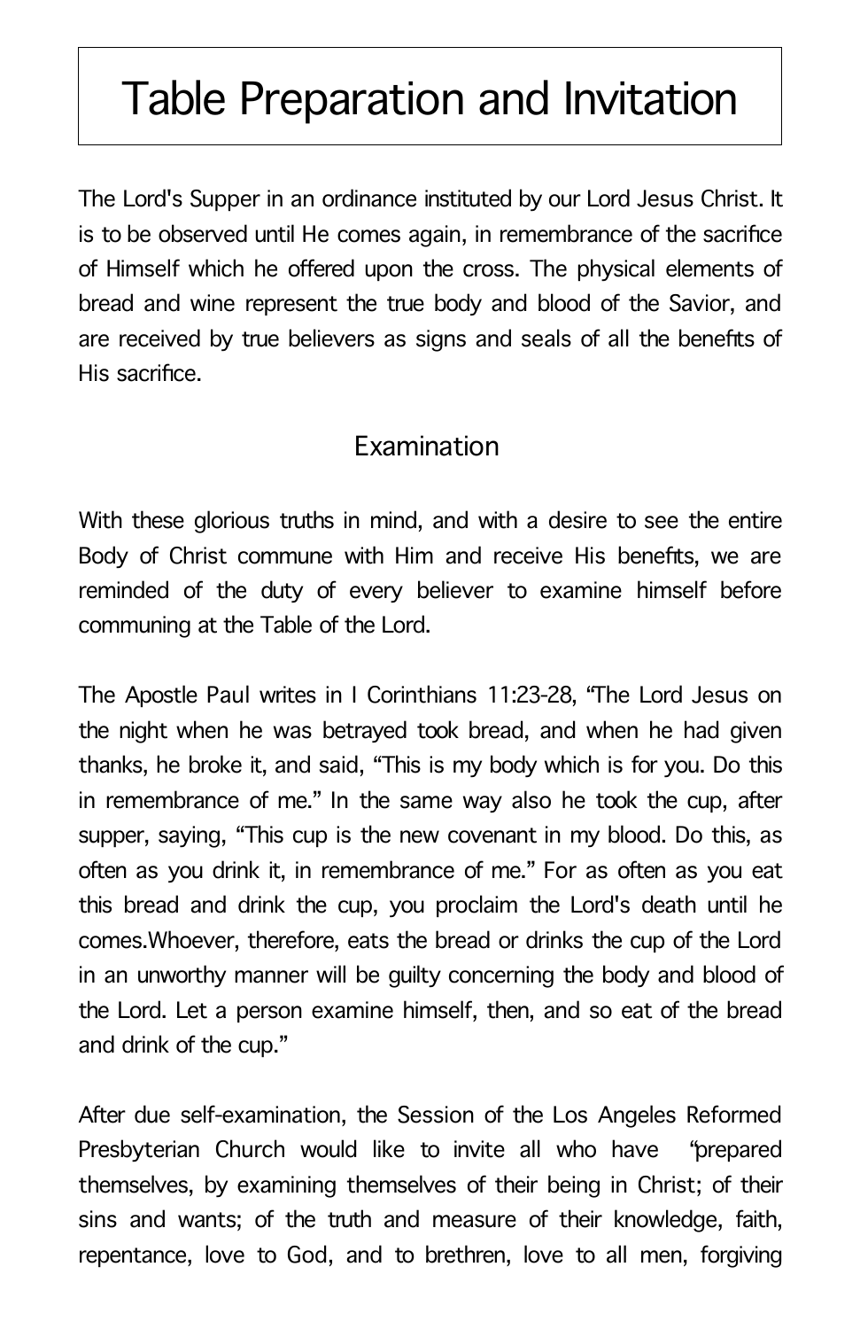# Table Preparation and Invitation

The Lord's Supper in an ordinance instituted by our Lord Jesus Christ. It is to be observed until He comes again, in remembrance of the sacrifice of Himself which he offered upon the cross. The physical elements of bread and wine represent the true body and blood of the Savior, and are received by true believers as signs and seals of all the benefits of His sacrifice.

## Examination

With these glorious truths in mind, and with a desire to see the entire Body of Christ commune with Him and receive His benefits, we are reminded of the duty of every believer to examine himself before communing at the Table of the Lord.

The Apostle Paul writes in I Corinthians 11:23-28, "The Lord Jesus on the night when he was betrayed took bread, and when he had given thanks, he broke it, and said, "This is my body which is for you. Do this in remembrance of me." In the same way also he took the cup, after supper, saying, "This cup is the new covenant in my blood. Do this, as often as you drink it, in remembrance of me." For as often as you eat this bread and drink the cup, you proclaim the Lord's death until he comes.Whoever, therefore, eats the bread or drinks the cup of the Lord in an unworthy manner will be guilty concerning the body and blood of the Lord. Let a person examine himself, then, and so eat of the bread and drink of the cup."

After due self-examination, the Session of the Los Angeles Reformed Presbyterian Church would like to invite all who have "prepared themselves, by examining themselves of their being in Christ; of their sins and wants; of the truth and measure of their knowledge, faith, repentance, love to God, and to brethren, love to all men, forgiving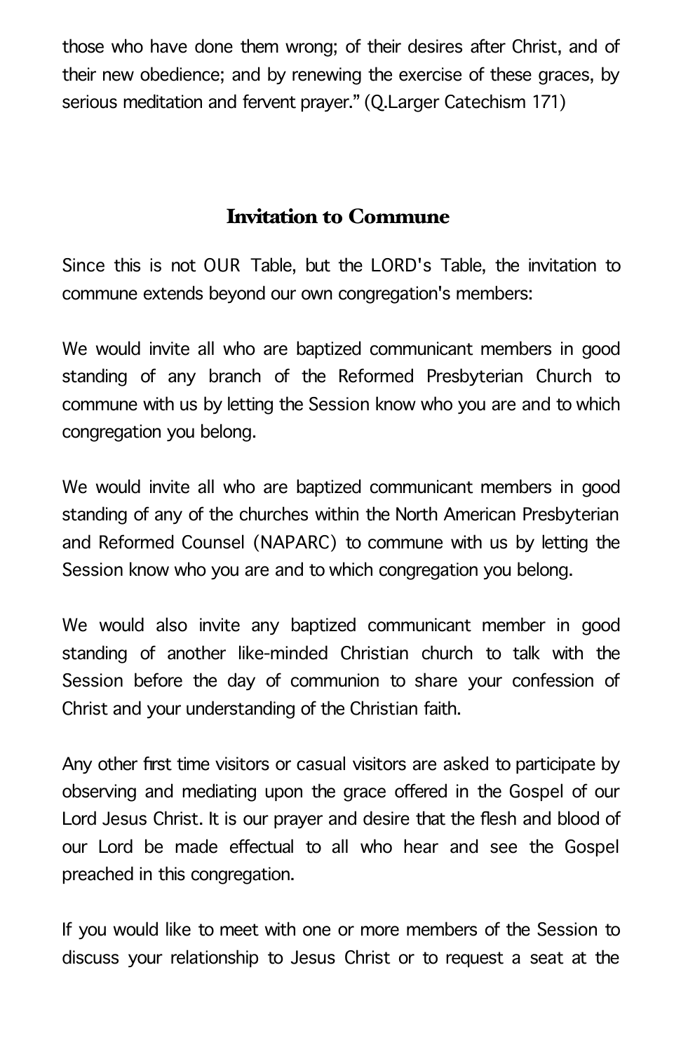those who have done them wrong; of their desires after Christ, and of their new obedience; and by renewing the exercise of these graces, by serious meditation and fervent prayer." (Q.Larger Catechism 171)

## Invitation to Commune

Since this is not OUR Table, but the LORD's Table, the invitation to commune extends beyond our own congregation's members:

We would invite all who are baptized communicant members in good standing of any branch of the Reformed Presbyterian Church to commune with us by letting the Session know who you are and to which congregation you belong.

We would invite all who are baptized communicant members in good standing of any of the churches within the North American Presbyterian and Reformed Counsel (NAPARC) to commune with us by letting the Session know who you are and to which congregation you belong.

We would also invite any baptized communicant member in good standing of another like-minded Christian church to talk with the Session before the day of communion to share your confession of Christ and your understanding of the Christian faith.

Any other first time visitors or casual visitors are asked to participate by observing and mediating upon the grace offered in the Gospel of our Lord Jesus Christ. It is our prayer and desire that the flesh and blood of our Lord be made effectual to all who hear and see the Gospel preached in this congregation.

If you would like to meet with one or more members of the Session to discuss your relationship to Jesus Christ or to request a seat at the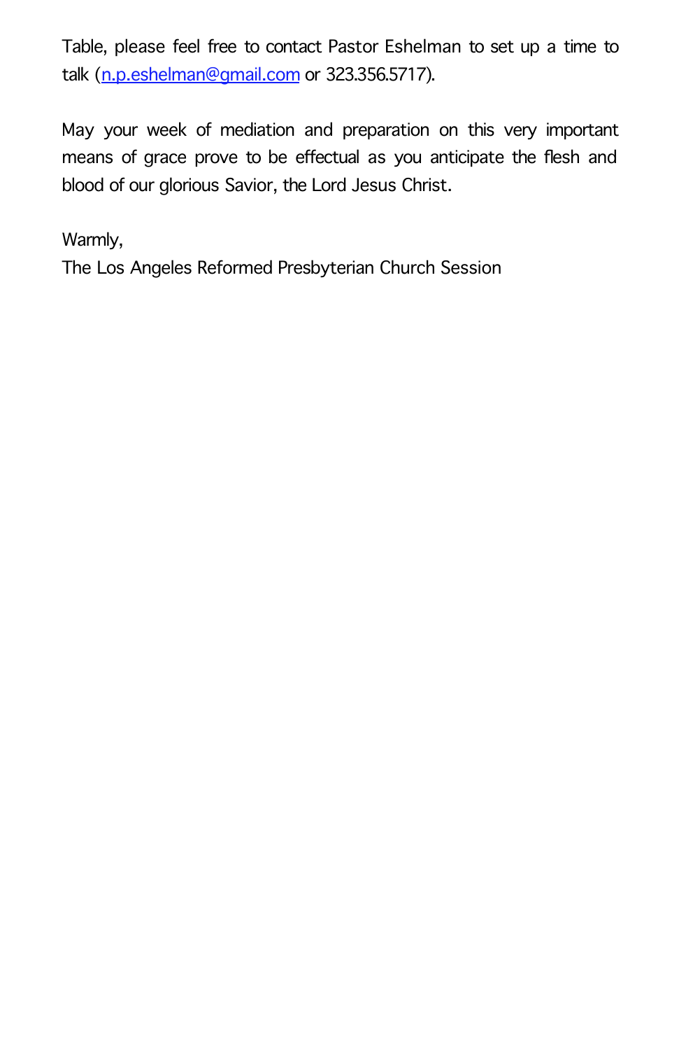Table, please feel free to contact Pastor Eshelman to set up a time to talk (n.p.eshelman@gmail.com or 323.356.5717).

May your week of mediation and preparation on this very important means of grace prove to be effectual as you anticipate the flesh and blood of our glorious Savior, the Lord Jesus Christ.

Warmly,
The Los Angeles Reformed Presbyterian Church Session